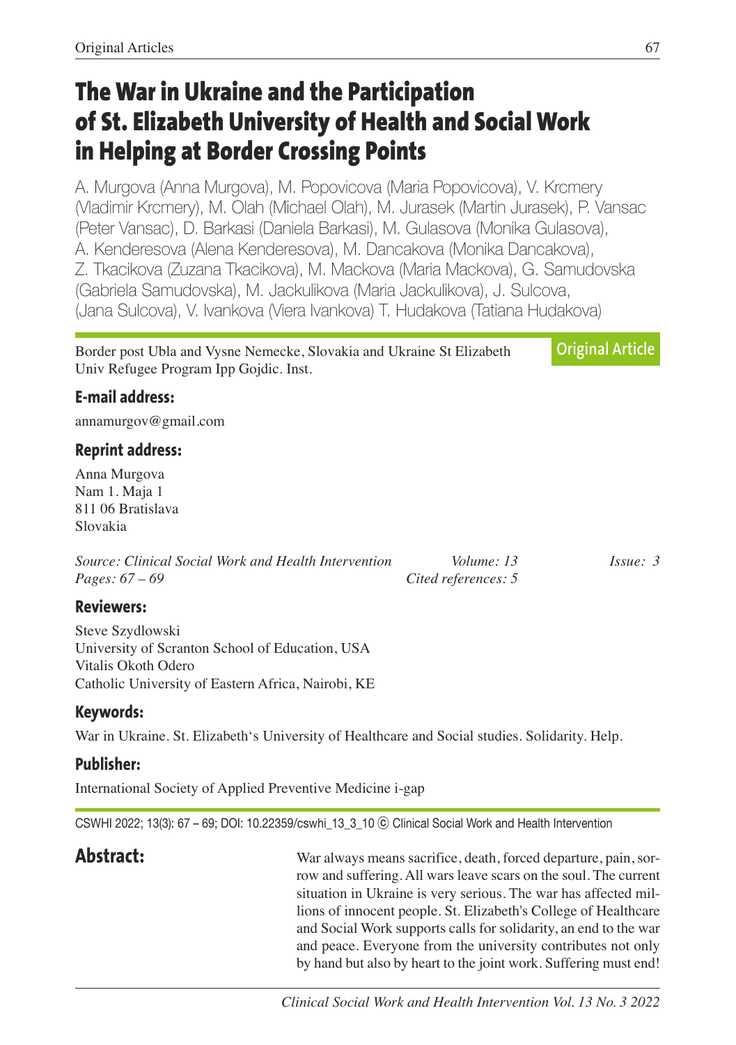# The War in Ukraine and the Participation of St. Elizabeth University of Health and Social Work in Helping at Border Crossing Points

A. Murgova (Anna Murgova), M. Popovicova (Maria Popovicova), V. Krcmery (Vladimir Krcmery), M. Olah (Michael Olah), M. Jurasek (Martin Jurasek), P. Vansac (Peter Vansac), D. Barkasi (Daniela Barkasi), M. Gulasova (Monika Gulasova), A. Kenderesova (Alena Kenderesova), M. Dancakova (Monika Dancakova), Z. Tkacikova (Zuzana Tkacikova), M. Mackova (Maria Mackova), G. Samudovska (Gabriela Samudovska), M. Jackulikova (Maria Jackulikova), J. Sulcova, (Jana Sulcova), V. Ivankova (Viera Ivankova) T. Hudakova (Tatiana Hudakova)

Border post Ubla and Vysne Nemecke, Slovakia and Ukraine St Elizabeth Univ Refugee Program Ipp Gojdic. Inst.

**Original Article**

### E-mail address:

annamurgov@gmail.com

### Reprint address:

Anna Murgova
Nam 1. Maja 1
811 06 Bratislava
Slovakia

*Source: Clinical Social Work and Health Intervention* *Volume: 13* *Issue: 3*
*Pages: 67 – 69* *Cited references: 5*

### Reviewers:

Steve Szydlowski
University of Scranton School of Education, USA
Vitalis Okoth Odero
Catholic University of Eastern Africa, Nairobi, KE

### Keywords:

War in Ukraine. St. Elizabeth's University of Healthcare and Social studies. Solidarity. Help.

### Publisher:

International Society of Applied Preventive Medicine i-gap

CSWHI 2022; 13(3): 67 – 69; DOI: 10.22359/cswhi_13_3_10 © Clinical Social Work and Health Intervention

## Abstract:

War always means sacrifice, death, forced departure, pain, sorrow and suffering. All wars leave scars on the soul. The current situation in Ukraine is very serious. The war has affected millions of innocent people. St. Elizabeth's College of Healthcare and Social Work supports calls for solidarity, an end to the war and peace. Everyone from the university contributes not only by hand but also by heart to the joint work. Suffering must end!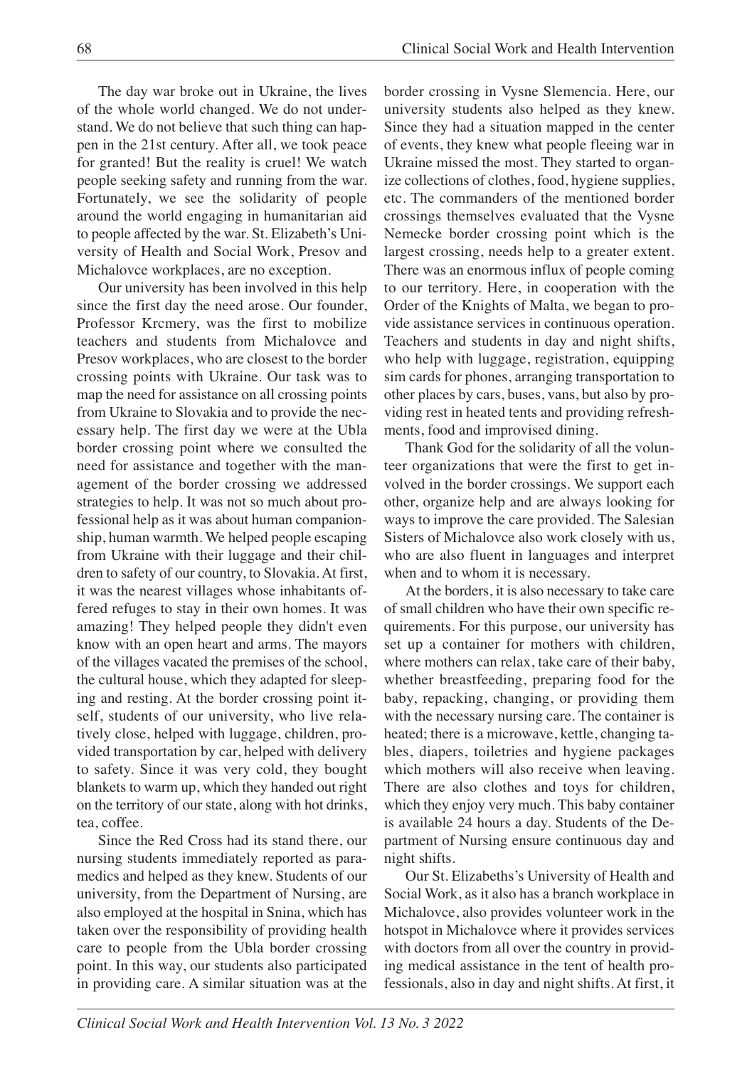The day war broke out in Ukraine, the lives of the whole world changed. We do not understand. We do not believe that such thing can happen in the 21st century. After all, we took peace for granted! But the reality is cruel! We watch people seeking safety and running from the war. Fortunately, we see the solidarity of people around the world engaging in humanitarian aid to people affected by the war. St. Elizabeth's University of Health and Social Work, Presov and Michalovce workplaces, are no exception.

Our university has been involved in this help since the first day the need arose. Our founder, Professor Krcmery, was the first to mobilize teachers and students from Michalovce and Presov workplaces, who are closest to the border crossing points with Ukraine. Our task was to map the need for assistance on all crossing points from Ukraine to Slovakia and to provide the necessary help. The first day we were at the Ubla border crossing point where we consulted the need for assistance and together with the management of the border crossing we addressed strategies to help. It was not so much about professional help as it was about human companionship, human warmth. We helped people escaping from Ukraine with their luggage and their children to safety of our country, to Slovakia. At first, it was the nearest villages whose inhabitants offered refuges to stay in their own homes. It was amazing! They helped people they didn't even know with an open heart and arms. The mayors of the villages vacated the premises of the school, the cultural house, which they adapted for sleeping and resting. At the border crossing point itself, students of our university, who live relatively close, helped with luggage, children, provided transportation by car, helped with delivery to safety. Since it was very cold, they bought blankets to warm up, which they handed out right on the territory of our state, along with hot drinks, tea, coffee.

Since the Red Cross had its stand there, our nursing students immediately reported as paramedics and helped as they knew. Students of our university, from the Department of Nursing, are also employed at the hospital in Snina, which has taken over the responsibility of providing health care to people from the Ubla border crossing point. In this way, our students also participated in providing care. A similar situation was at the border crossing in Vysne Slemencia. Here, our university students also helped as they knew. Since they had a situation mapped in the center of events, they knew what people fleeing war in Ukraine missed the most. They started to organize collections of clothes, food, hygiene supplies, etc. The commanders of the mentioned border crossings themselves evaluated that the Vysne Nemecke border crossing point which is the largest crossing, needs help to a greater extent. There was an enormous influx of people coming to our territory. Here, in cooperation with the Order of the Knights of Malta, we began to provide assistance services in continuous operation. Teachers and students in day and night shifts, who help with luggage, registration, equipping sim cards for phones, arranging transportation to other places by cars, buses, vans, but also by providing rest in heated tents and providing refreshments, food and improvised dining.

Thank God for the solidarity of all the volunteer organizations that were the first to get involved in the border crossings. We support each other, organize help and are always looking for ways to improve the care provided. The Salesian Sisters of Michalovce also work closely with us, who are also fluent in languages and interpret when and to whom it is necessary.

At the borders, it is also necessary to take care of small children who have their own specific requirements. For this purpose, our university has set up a container for mothers with children, where mothers can relax, take care of their baby, whether breastfeeding, preparing food for the baby, repacking, changing, or providing them with the necessary nursing care. The container is heated; there is a microwave, kettle, changing tables, diapers, toiletries and hygiene packages which mothers will also receive when leaving. There are also clothes and toys for children, which they enjoy very much. This baby container is available 24 hours a day. Students of the Department of Nursing ensure continuous day and night shifts.

Our St. Elizabeths's University of Health and Social Work, as it also has a branch workplace in Michalovce, also provides volunteer work in the hotspot in Michalovce where it provides services with doctors from all over the country in providing medical assistance in the tent of health professionals, also in day and night shifts. At first, it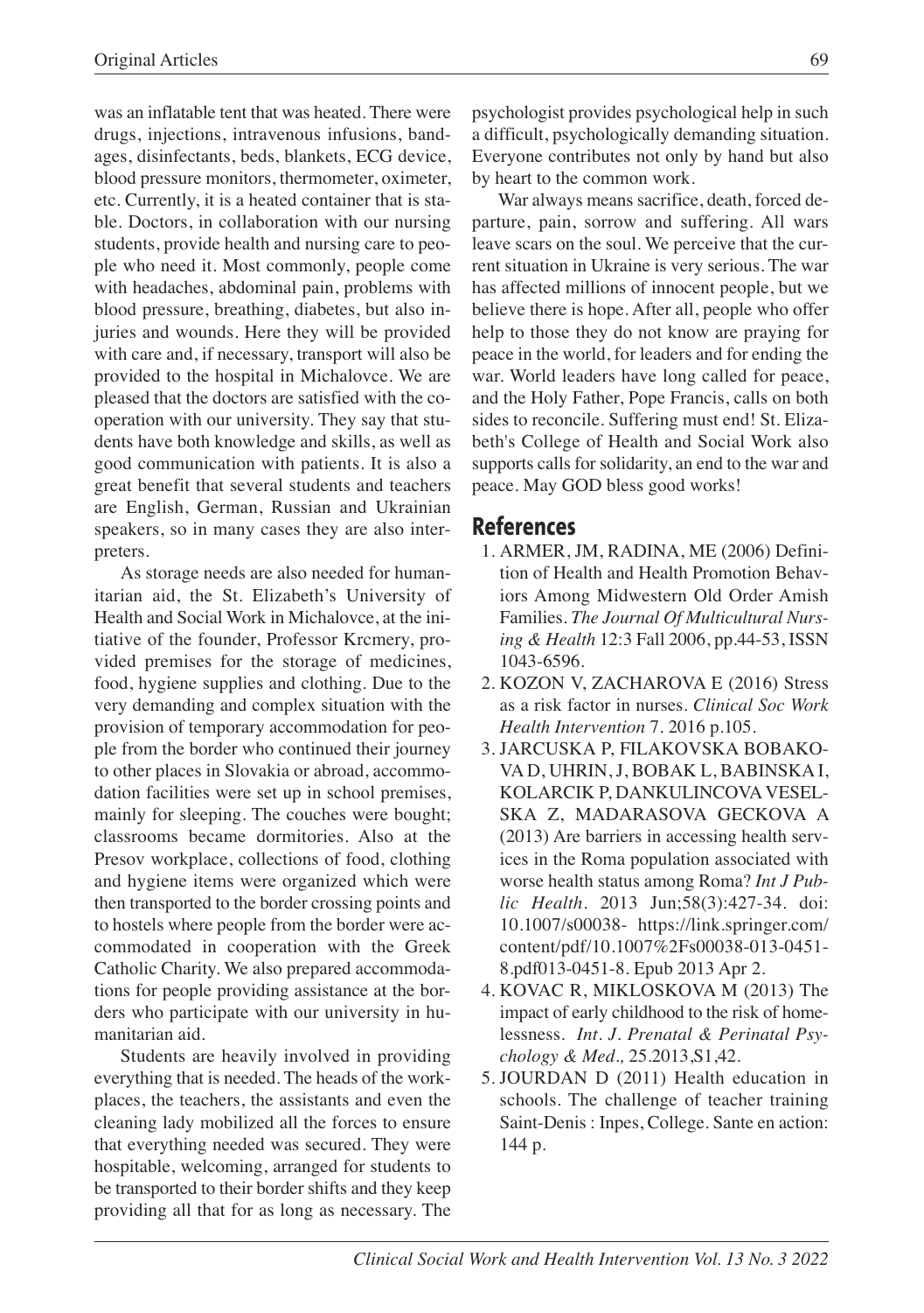was an inflatable tent that was heated. There were drugs, injections, intravenous infusions, bandages, disinfectants, beds, blankets, ECG device, blood pressure monitors, thermometer, oximeter, etc. Currently, it is a heated container that is stable. Doctors, in collaboration with our nursing students, provide health and nursing care to people who need it. Most commonly, people come with headaches, abdominal pain, problems with blood pressure, breathing, diabetes, but also injuries and wounds. Here they will be provided with care and, if necessary, transport will also be provided to the hospital in Michalovce. We are pleased that the doctors are satisfied with the cooperation with our university. They say that students have both knowledge and skills, as well as good communication with patients. It is also a great benefit that several students and teachers are English, German, Russian and Ukrainian speakers, so in many cases they are also interpreters.

As storage needs are also needed for humanitarian aid, the St. Elizabeth's University of Health and Social Work in Michalovce, at the initiative of the founder, Professor Krcmery, provided premises for the storage of medicines, food, hygiene supplies and clothing. Due to the very demanding and complex situation with the provision of temporary accommodation for people from the border who continued their journey to other places in Slovakia or abroad, accommodation facilities were set up in school premises, mainly for sleeping. The couches were bought; classrooms became dormitories. Also at the Presov workplace, collections of food, clothing and hygiene items were organized which were then transported to the border crossing points and to hostels where people from the border were accommodated in cooperation with the Greek Catholic Charity. We also prepared accommodations for people providing assistance at the borders who participate with our university in humanitarian aid.

Students are heavily involved in providing everything that is needed. The heads of the workplaces, the teachers, the assistants and even the cleaning lady mobilized all the forces to ensure that everything needed was secured. They were hospitable, welcoming, arranged for students to be transported to their border shifts and they keep providing all that for as long as necessary. The psychologist provides psychological help in such a difficult, psychologically demanding situation. Everyone contributes not only by hand but also by heart to the common work.

War always means sacrifice, death, forced departure, pain, sorrow and suffering. All wars leave scars on the soul. We perceive that the current situation in Ukraine is very serious. The war has affected millions of innocent people, but we believe there is hope. After all, people who offer help to those they do not know are praying for peace in the world, for leaders and for ending the war. World leaders have long called for peace, and the Holy Father, Pope Francis, calls on both sides to reconcile. Suffering must end! St. Elizabeth's College of Health and Social Work also supports calls for solidarity, an end to the war and peace. May GOD bless good works!

## References

1. ARMER, JM, RADINA, ME (2006) Definition of Health and Health Promotion Behaviors Among Midwestern Old Order Amish Families. *The Journal Of Multicultural Nursing & Health* 12:3 Fall 2006, pp.44-53, ISSN 1043-6596.
2. KOZON V, ZACHAROVA E (2016) Stress as a risk factor in nurses. *Clinical Soc Work Health Intervention* 7. 2016 p.105.
3. JARCUSKA P, FILAKOVSKA BOBAKOVA D, UHRIN, J, BOBAK L, BABINSKA I, KOLARCIK P, DANKULINCOVA VESELSKA Z, MADARASOVA GECKOVA A (2013) Are barriers in accessing health services in the Roma population associated with worse health status among Roma? *Int J Public Health*. 2013 Jun;58(3):427-34. doi: 10.1007/s00038- https://link.springer.com/content/pdf/10.1007%2Fs00038-013-0451-8.pdf013-0451-8. Epub 2013 Apr 2.
4. KOVAC R, MIKLOSKOVA M (2013) The impact of early childhood to the risk of homelessness. *Int. J. Prenatal & Perinatal Psychology & Med.,* 25.2013,S1,42.
5. JOURDAN D (2011) Health education in schools. The challenge of teacher training Saint-Denis : Inpes, College. Sante en action: 144 p.